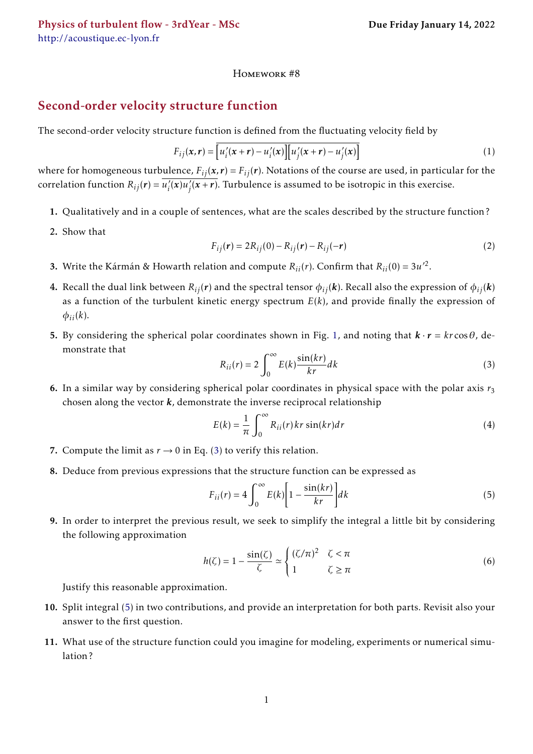Physics of turbulent flow - 3rdYear - MSc

http://acoustique.ec-lyon.fr

**Due Friday January 14, 2022**

Homework #8

## Second-order velocity structure function

The second-order velocity structure function is defined from the fluctuating velocity field by

$$F_{ij}(\boldsymbol{x},\boldsymbol{r}) = \overline{\left[u_i'(\boldsymbol{x}+\boldsymbol{r}) - u_i'(\boldsymbol{x})\right]\left[u_j'(\boldsymbol{x}+\boldsymbol{r}) - u_j'(\boldsymbol{x})\right]} \tag{1}$$

where for homogeneous turbulence, $F_{ij}(\boldsymbol{x},\boldsymbol{r}) = F_{ij}(\boldsymbol{r})$. Notations of the course are used, in particular for the correlation function $R_{ij}(\boldsymbol{r}) = \overline{u_i'(\boldsymbol{x})u_j'(\boldsymbol{x}+\boldsymbol{r})}$. Turbulence is assumed to be isotropic in this exercise.

1. Qualitatively and in a couple of sentences, what are the scales described by the structure function?

2. Show that

$$F_{ij}(\boldsymbol{r}) = 2R_{ij}(0) - R_{ij}(\boldsymbol{r}) - R_{ij}(-\boldsymbol{r}) \tag{2}$$

3. Write the Kármán & Howarth relation and compute $R_{ii}(r)$. Confirm that $R_{ii}(0) = 3u'^2$.

4. Recall the dual link between $R_{ij}(\boldsymbol{r})$ and the spectral tensor $\phi_{ij}(\boldsymbol{k})$. Recall also the expression of $\phi_{ij}(\boldsymbol{k})$ as a function of the turbulent kinetic energy spectrum $E(k)$, and provide finally the expression of $\phi_{ii}(k)$.

5. By considering the spherical polar coordinates shown in Fig. 1, and noting that $\boldsymbol{k}\cdot\boldsymbol{r} = kr\cos\theta$, demonstrate that

$$R_{ii}(r) = 2\int_0^{\infty} E(k)\frac{\sin(kr)}{kr}dk \tag{3}$$

6. In a similar way by considering spherical polar coordinates in physical space with the polar axis $r_3$ chosen along the vector $\boldsymbol{k}$, demonstrate the inverse reciprocal relationship

$$E(k) = \frac{1}{\pi}\int_0^{\infty} R_{ii}(r)\,kr\,\sin(kr)dr \tag{4}$$

7. Compute the limit as $r \to 0$ in Eq. (3) to verify this relation.

8. Deduce from previous expressions that the structure function can be expressed as

$$F_{ii}(r) = 4\int_0^{\infty} E(k)\left[1 - \frac{\sin(kr)}{kr}\right]dk \tag{5}$$

9. In order to interpret the previous result, we seek to simplify the integral a little bit by considering the following approximation

$$h(\zeta) = 1 - \frac{\sin(\zeta)}{\zeta} \simeq \begin{cases} (\zeta/\pi)^2 & \zeta < \pi \\ 1 & \zeta \geq \pi \end{cases} \tag{6}$$

Justify this reasonable approximation.

10. Split integral (5) in two contributions, and provide an interpretation for both parts. Revisit also your answer to the first question.

11. What use of the structure function could you imagine for modeling, experiments or numerical simulation?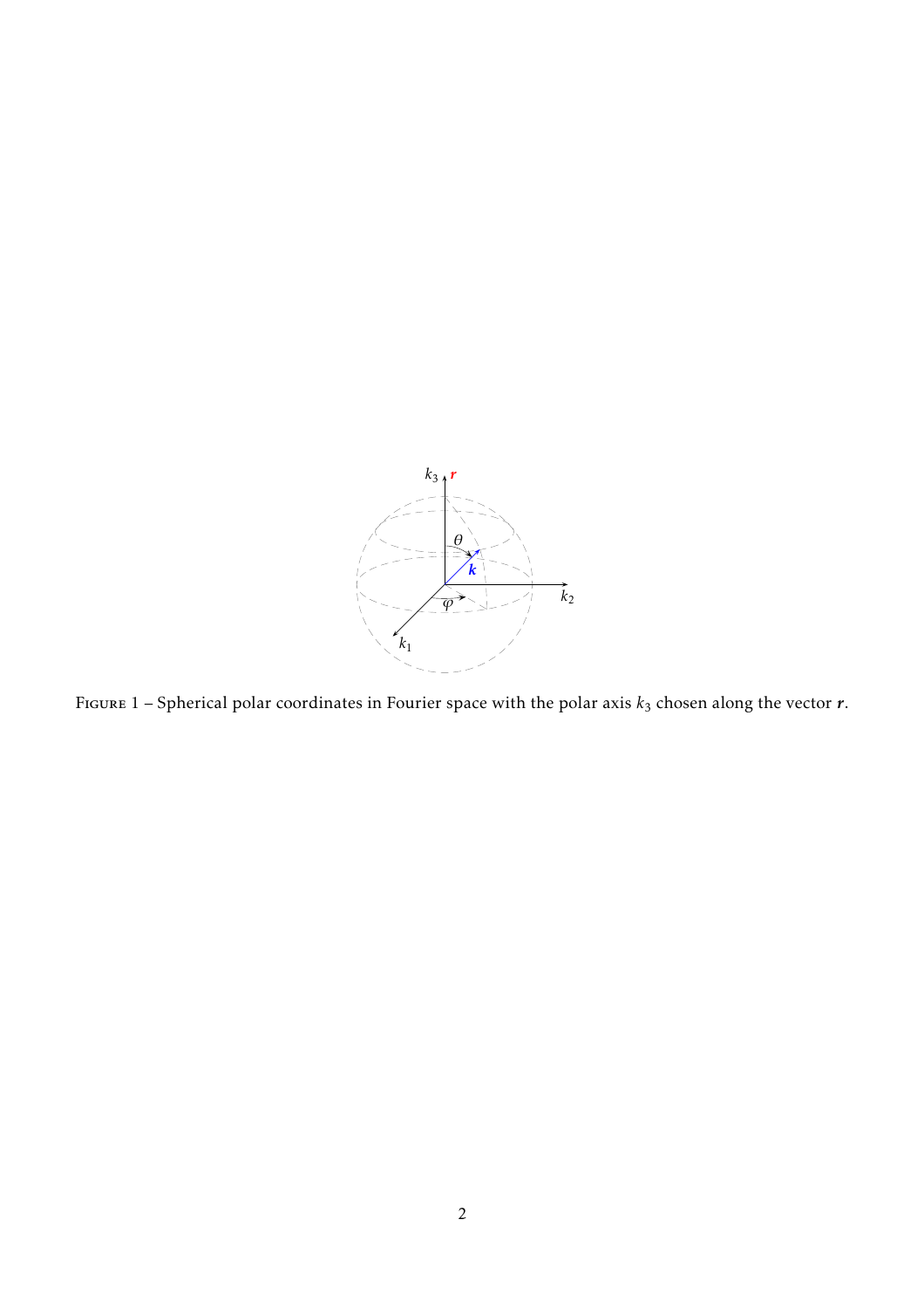$k_3$ $\boldsymbol{r}$

$\theta$

$\boldsymbol{k}$

$\varphi$

$k_2$

$k_1$

Figure 1 – Spherical polar coordinates in Fourier space with the polar axis $k_3$ chosen along the vector $\boldsymbol{r}$.